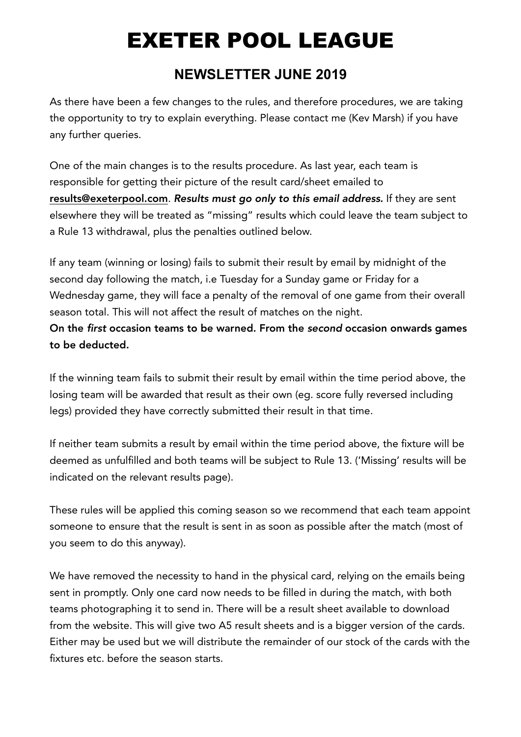# EXETER POOL LEAGUE

## NEWSLETTER JUNE 2019

As there have been a few changes to the rules, and therefore procedures, we are taking the opportunity to try to explain everything. Please contact me (Kev Marsh) if you have any further queries.

One of the main changes is to the results procedure. As last year, each team is responsible for getting their picture of the result card/sheet emailed to **results@exeterpool.com**. ***Results must go only to this email address.*** If they are sent elsewhere they will be treated as "missing" results which could leave the team subject to a Rule 13 withdrawal, plus the penalties outlined below.

If any team (winning or losing) fails to submit their result by email by midnight of the second day following the match, i.e Tuesday for a Sunday game or Friday for a Wednesday game, they will face a penalty of the removal of one game from their overall season total. This will not affect the result of matches on the night.

**On the *first* occasion teams to be warned. From the *second* occasion onwards games to be deducted.**

If the winning team fails to submit their result by email within the time period above, the losing team will be awarded that result as their own (eg. score fully reversed including legs) provided they have correctly submitted their result in that time.

If neither team submits a result by email within the time period above, the fixture will be deemed as unfulfilled and both teams will be subject to Rule 13. ('Missing' results will be indicated on the relevant results page).

These rules will be applied this coming season so we recommend that each team appoint someone to ensure that the result is sent in as soon as possible after the match (most of you seem to do this anyway).

We have removed the necessity to hand in the physical card, relying on the emails being sent in promptly. Only one card now needs to be filled in during the match, with both teams photographing it to send in. There will be a result sheet available to download from the website. This will give two A5 result sheets and is a bigger version of the cards. Either may be used but we will distribute the remainder of our stock of the cards with the fixtures etc. before the season starts.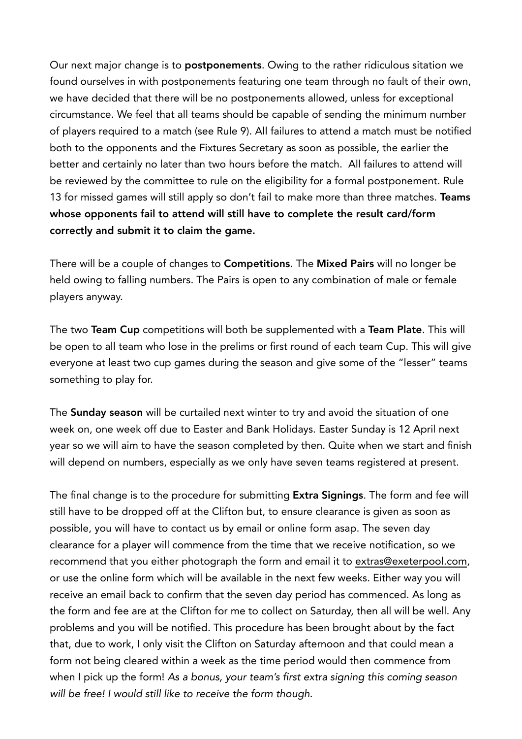Our next major change is to **postponements**. Owing to the rather ridiculous sitation we found ourselves in with postponements featuring one team through no fault of their own, we have decided that there will be no postponements allowed, unless for exceptional circumstance. We feel that all teams should be capable of sending the minimum number of players required to a match (see Rule 9). All failures to attend a match must be notified both to the opponents and the Fixtures Secretary as soon as possible, the earlier the better and certainly no later than two hours before the match. All failures to attend will be reviewed by the committee to rule on the eligibility for a formal postponement. Rule 13 for missed games will still apply so don't fail to make more than three matches. **Teams whose opponents fail to attend will still have to complete the result card/form correctly and submit it to claim the game.**

There will be a couple of changes to **Competitions**. The **Mixed Pairs** will no longer be held owing to falling numbers. The Pairs is open to any combination of male or female players anyway.

The two **Team Cup** competitions will both be supplemented with a **Team Plate**. This will be open to all team who lose in the prelims or first round of each team Cup. This will give everyone at least two cup games during the season and give some of the "lesser" teams something to play for.

The **Sunday season** will be curtailed next winter to try and avoid the situation of one week on, one week off due to Easter and Bank Holidays. Easter Sunday is 12 April next year so we will aim to have the season completed by then. Quite when we start and finish will depend on numbers, especially as we only have seven teams registered at present.

The final change is to the procedure for submitting **Extra Signings**. The form and fee will still have to be dropped off at the Clifton but, to ensure clearance is given as soon as possible, you will have to contact us by email or online form asap. The seven day clearance for a player will commence from the time that we receive notification, so we recommend that you either photograph the form and email it to extras@exeterpool.com, or use the online form which will be available in the next few weeks. Either way you will receive an email back to confirm that the seven day period has commenced. As long as the form and fee are at the Clifton for me to collect on Saturday, then all will be well. Any problems and you will be notified. This procedure has been brought about by the fact that, due to work, I only visit the Clifton on Saturday afternoon and that could mean a form not being cleared within a week as the time period would then commence from when I pick up the form! *As a bonus, your team's first extra signing this coming season will be free! I would still like to receive the form though.*